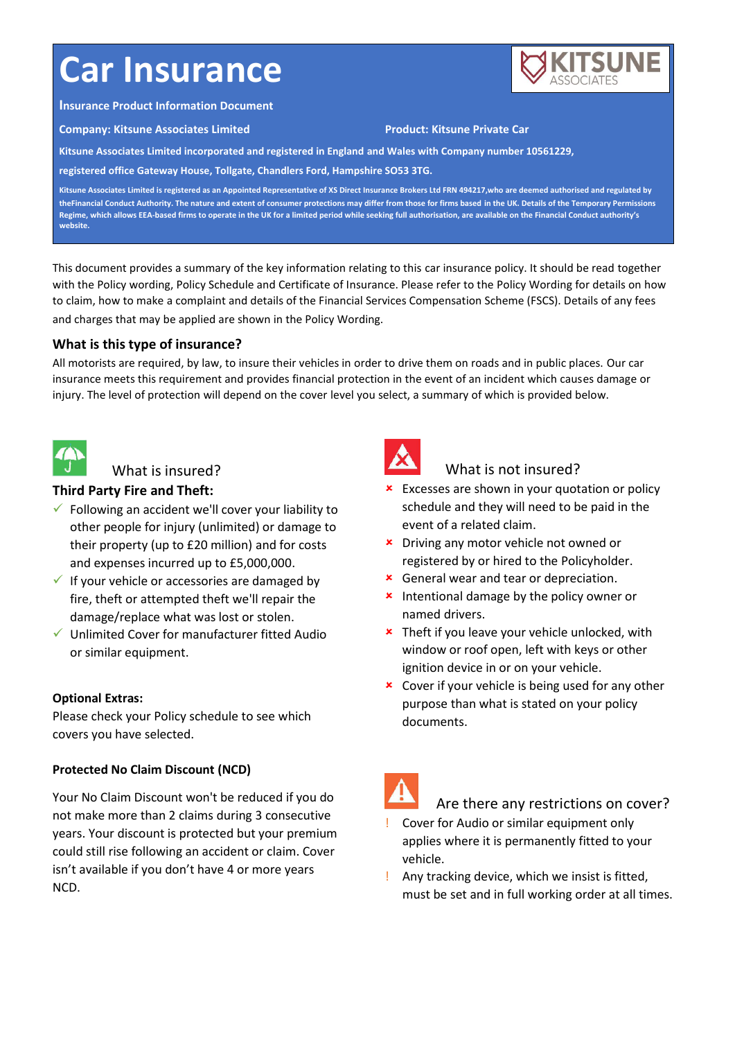# Car Insurance

KITSUNE ASSOCIATES

**Insurance Product Information Document**

**Company: Kitsune Associates Limited** **Product: Kitsune Private Car**

**Kitsune Associates Limited incorporated and registered in England and Wales with Company number 10561229, registered office Gateway House, Tollgate, Chandlers Ford, Hampshire SO53 3TG.**

**Kitsune Associates Limited is registered as an Appointed Representative of XS Direct Insurance Brokers Ltd FRN 494217,who are deemed authorised and regulated by theFinancial Conduct Authority. The nature and extent of consumer protections may differ from those for firms based in the UK. Details of the Temporary Permissions Regime, which allows EEA-based firms to operate in the UK for a limited period while seeking full authorisation, are available on the Financial Conduct authority's website.**

This document provides a summary of the key information relating to this car insurance policy. It should be read together with the Policy wording, Policy Schedule and Certificate of Insurance. Please refer to the Policy Wording for details on how to claim, how to make a complaint and details of the Financial Services Compensation Scheme (FSCS). Details of any fees and charges that may be applied are shown in the Policy Wording.

## What is this type of insurance?

All motorists are required, by law, to insure their vehicles in order to drive them on roads and in public places. Our car insurance meets this requirement and provides financial protection in the event of an incident which causes damage or injury. The level of protection will depend on the cover level you select, a summary of which is provided below.

## What is insured?

### Third Party Fire and Theft:

- ✓ Following an accident we'll cover your liability to other people for injury (unlimited) or damage to their property (up to £20 million) and for costs and expenses incurred up to £5,000,000.
- ✓ If your vehicle or accessories are damaged by fire, theft or attempted theft we'll repair the damage/replace what was lost or stolen.
- ✓ Unlimited Cover for manufacturer fitted Audio or similar equipment.

**Optional Extras:**

Please check your Policy schedule to see which covers you have selected.

**Protected No Claim Discount (NCD)**

Your No Claim Discount won't be reduced if you do not make more than 2 claims during 3 consecutive years. Your discount is protected but your premium could still rise following an accident or claim. Cover isn't available if you don't have 4 or more years NCD.

## What is not insured?

- × Excesses are shown in your quotation or policy schedule and they will need to be paid in the event of a related claim.
- × Driving any motor vehicle not owned or registered by or hired to the Policyholder.
- × General wear and tear or depreciation.
- × Intentional damage by the policy owner or named drivers.
- × Theft if you leave your vehicle unlocked, with window or roof open, left with keys or other ignition device in or on your vehicle.
- × Cover if your vehicle is being used for any other purpose than what is stated on your policy documents.

## Are there any restrictions on cover?

- ! Cover for Audio or similar equipment only applies where it is permanently fitted to your vehicle.
- ! Any tracking device, which we insist is fitted, must be set and in full working order at all times.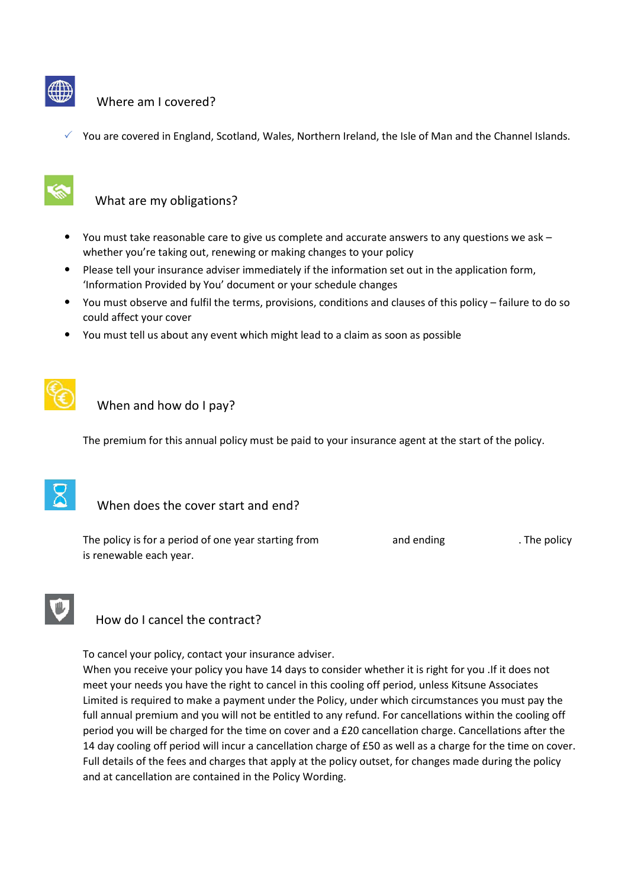## Where am I covered?

- ✓ You are covered in England, Scotland, Wales, Northern Ireland, the Isle of Man and the Channel Islands.

## What are my obligations?

- You must take reasonable care to give us complete and accurate answers to any questions we ask – whether you're taking out, renewing or making changes to your policy
- Please tell your insurance adviser immediately if the information set out in the application form, 'Information Provided by You' document or your schedule changes
- You must observe and fulfil the terms, provisions, conditions and clauses of this policy – failure to do so could affect your cover
- You must tell us about any event which might lead to a claim as soon as possible

## When and how do I pay?

The premium for this annual policy must be paid to your insurance agent at the start of the policy.

## When does the cover start and end?

The policy is for a period of one year starting from                    and ending                    . The policy is renewable each year.

## How do I cancel the contract?

To cancel your policy, contact your insurance adviser.
When you receive your policy you have 14 days to consider whether it is right for you .If it does not meet your needs you have the right to cancel in this cooling off period, unless Kitsune Associates Limited is required to make a payment under the Policy, under which circumstances you must pay the full annual premium and you will not be entitled to any refund. For cancellations within the cooling off period you will be charged for the time on cover and a £20 cancellation charge. Cancellations after the 14 day cooling off period will incur a cancellation charge of £50 as well as a charge for the time on cover. Full details of the fees and charges that apply at the policy outset, for changes made during the policy and at cancellation are contained in the Policy Wording.